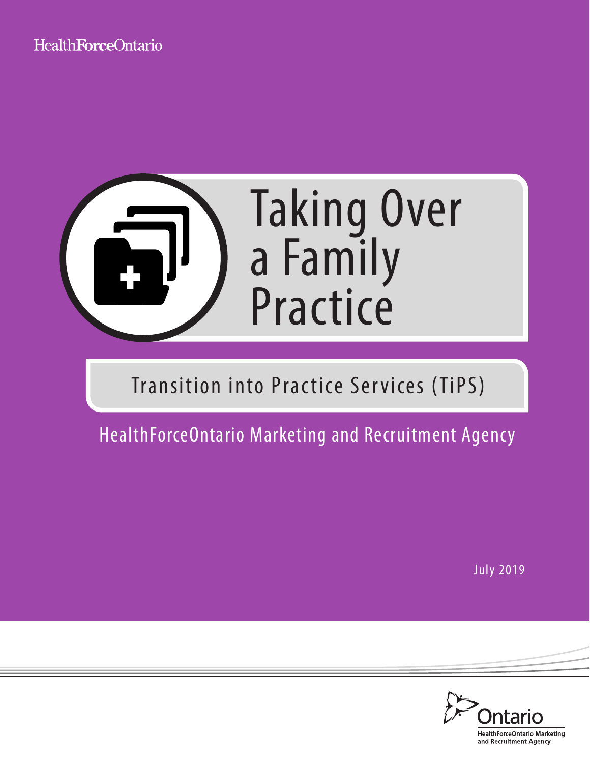HealthForceOntario

# Taking Over a Family Practice

## Transition into Practice Services (TiPS)

HealthForceOntario Marketing and Recruitment Agency

July 2019

Ontario

HealthForceOntario Marketing and Recruitment Agency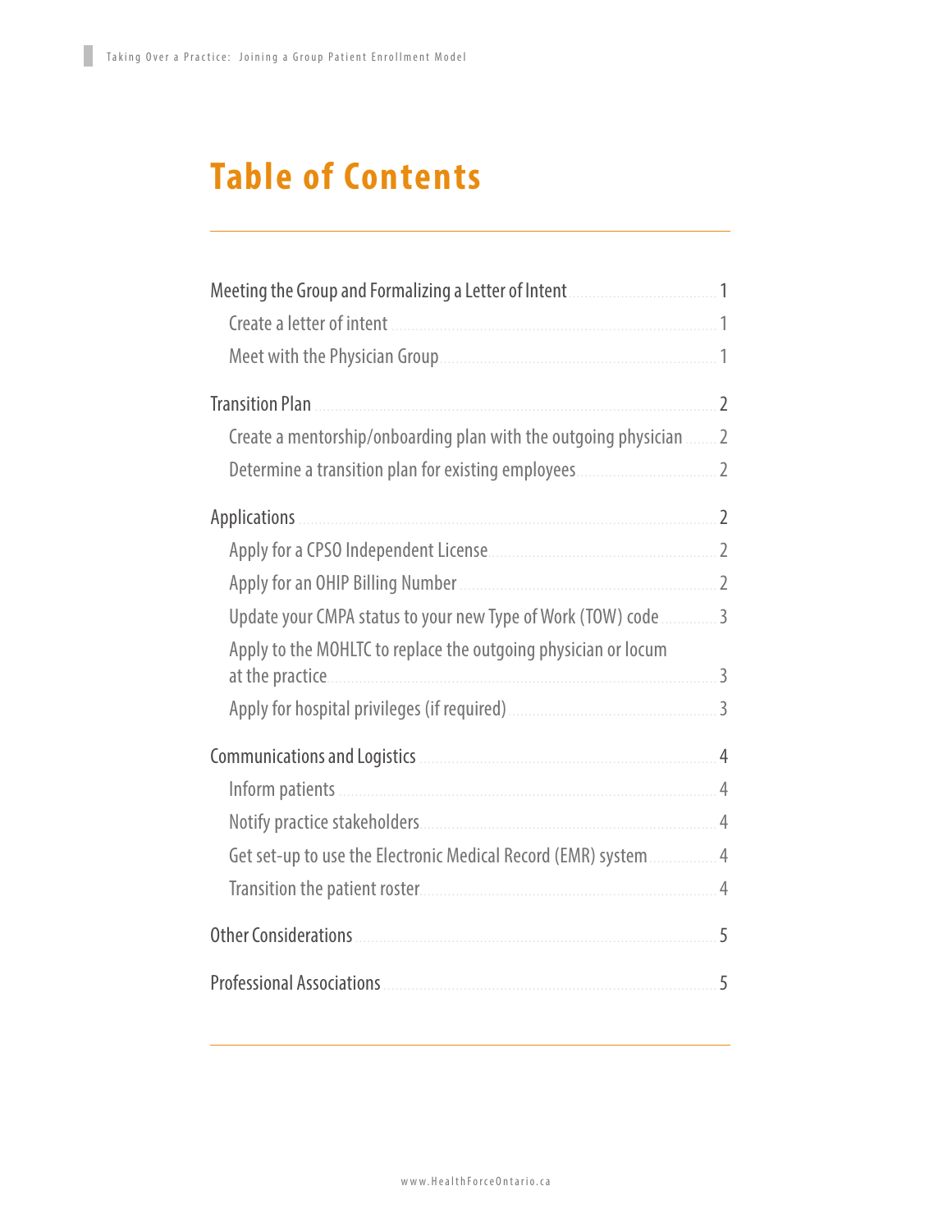# Table of Contents

- Meeting the Group and Formalizing a Letter of Intent ..... 1
  - Create a letter of intent ..... 1
  - Meet with the Physician Group ..... 1
- Transition Plan ..... 2
  - Create a mentorship/onboarding plan with the outgoing physician ..... 2
  - Determine a transition plan for existing employees ..... 2
- Applications ..... 2
  - Apply for a CPSO Independent License ..... 2
  - Apply for an OHIP Billing Number ..... 2
  - Update your CMPA status to your new Type of Work (TOW) code ..... 3
  - Apply to the MOHLTC to replace the outgoing physician or locum at the practice ..... 3
  - Apply for hospital privileges (if required) ..... 3
- Communications and Logistics ..... 4
  - Inform patients ..... 4
  - Notify practice stakeholders ..... 4
  - Get set-up to use the Electronic Medical Record (EMR) system ..... 4
  - Transition the patient roster ..... 4
- Other Considerations ..... 5
- Professional Associations ..... 5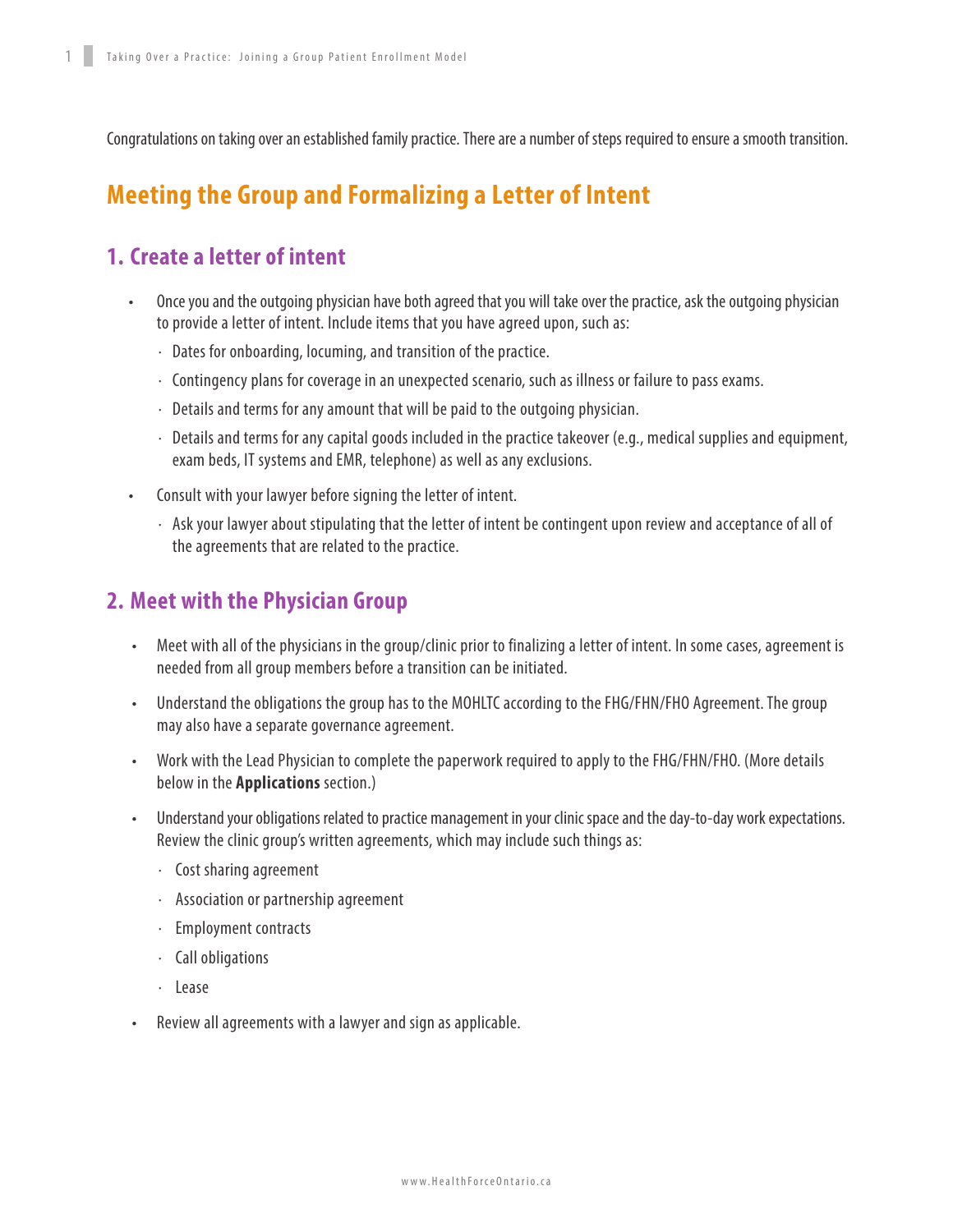Congratulations on taking over an established family practice. There are a number of steps required to ensure a smooth transition.

# Meeting the Group and Formalizing a Letter of Intent

## 1. Create a letter of intent

- Once you and the outgoing physician have both agreed that you will take over the practice, ask the outgoing physician to provide a letter of intent. Include items that you have agreed upon, such as:
  - Dates for onboarding, locuming, and transition of the practice.
  - Contingency plans for coverage in an unexpected scenario, such as illness or failure to pass exams.
  - Details and terms for any amount that will be paid to the outgoing physician.
  - Details and terms for any capital goods included in the practice takeover (e.g., medical supplies and equipment, exam beds, IT systems and EMR, telephone) as well as any exclusions.
- Consult with your lawyer before signing the letter of intent.
  - Ask your lawyer about stipulating that the letter of intent be contingent upon review and acceptance of all of the agreements that are related to the practice.

## 2. Meet with the Physician Group

- Meet with all of the physicians in the group/clinic prior to finalizing a letter of intent. In some cases, agreement is needed from all group members before a transition can be initiated.
- Understand the obligations the group has to the MOHLTC according to the FHG/FHN/FHO Agreement. The group may also have a separate governance agreement.
- Work with the Lead Physician to complete the paperwork required to apply to the FHG/FHN/FHO. (More details below in the **Applications** section.)
- Understand your obligations related to practice management in your clinic space and the day-to-day work expectations. Review the clinic group's written agreements, which may include such things as:
  - Cost sharing agreement
  - Association or partnership agreement
  - Employment contracts
  - Call obligations
  - Lease
- Review all agreements with a lawyer and sign as applicable.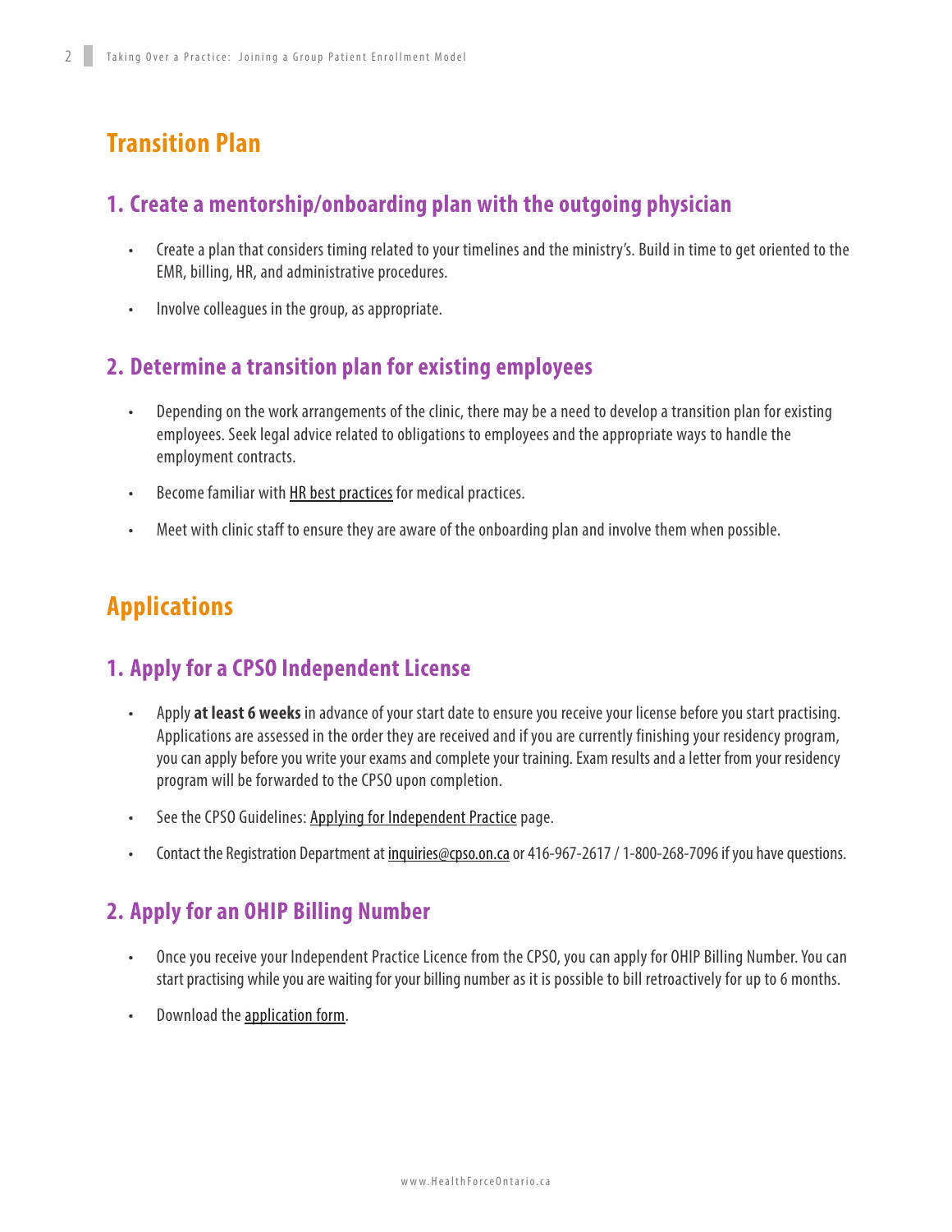## Transition Plan

### 1. Create a mentorship/onboarding plan with the outgoing physician

- Create a plan that considers timing related to your timelines and the ministry's. Build in time to get oriented to the EMR, billing, HR, and administrative procedures.
- Involve colleagues in the group, as appropriate.

### 2. Determine a transition plan for existing employees

- Depending on the work arrangements of the clinic, there may be a need to develop a transition plan for existing employees. Seek legal advice related to obligations to employees and the appropriate ways to handle the employment contracts.
- Become familiar with HR best practices for medical practices.
- Meet with clinic staff to ensure they are aware of the onboarding plan and involve them when possible.

## Applications

### 1. Apply for a CPSO Independent License

- Apply **at least 6 weeks** in advance of your start date to ensure you receive your license before you start practising. Applications are assessed in the order they are received and if you are currently finishing your residency program, you can apply before you write your exams and complete your training. Exam results and a letter from your residency program will be forwarded to the CPSO upon completion.
- See the CPSO Guidelines: Applying for Independent Practice page.
- Contact the Registration Department at inquiries@cpso.on.ca or 416-967-2617 / 1-800-268-7096 if you have questions.

### 2. Apply for an OHIP Billing Number

- Once you receive your Independent Practice Licence from the CPSO, you can apply for OHIP Billing Number. You can start practising while you are waiting for your billing number as it is possible to bill retroactively for up to 6 months.
- Download the application form.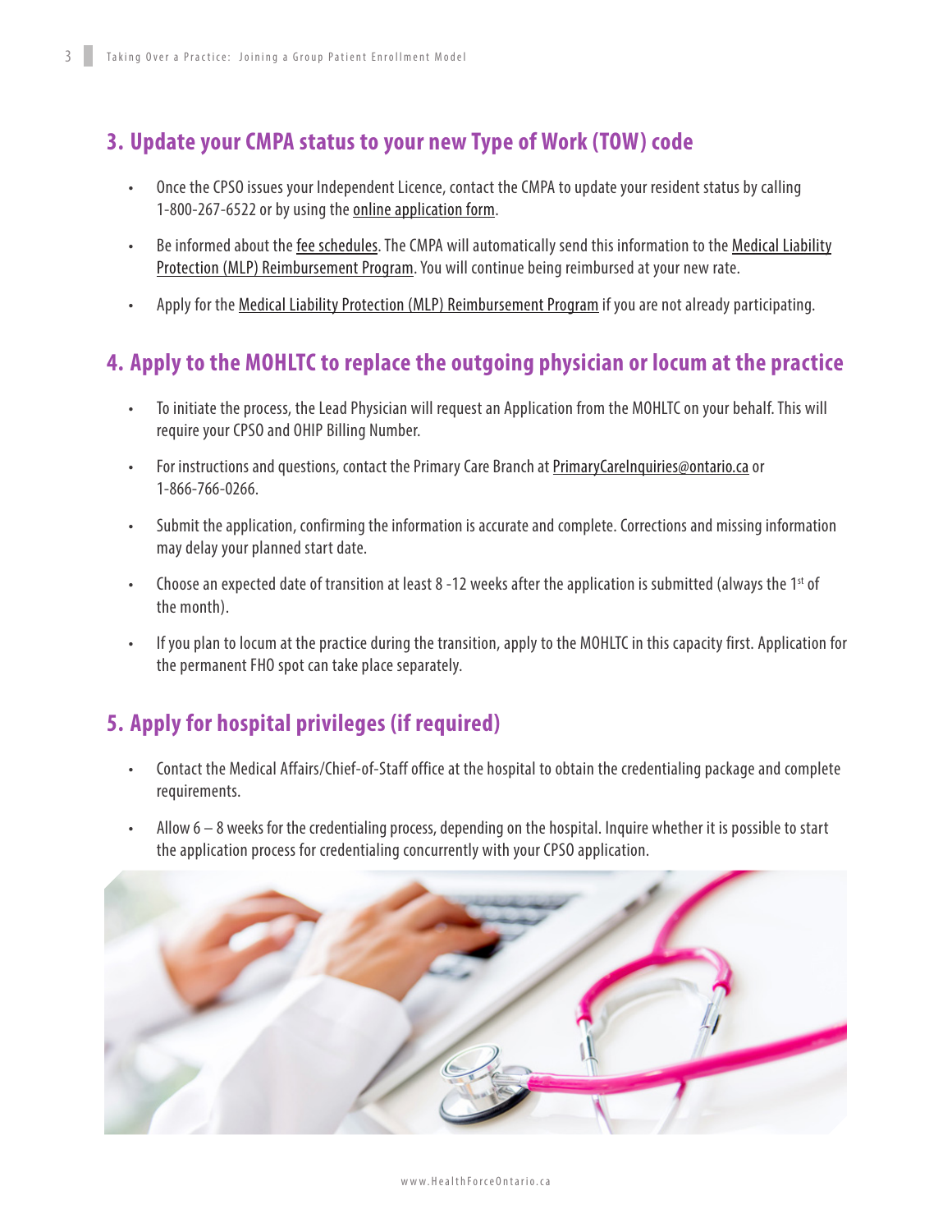## 3. Update your CMPA status to your new Type of Work (TOW) code

- Once the CPSO issues your Independent Licence, contact the CMPA to update your resident status by calling 1-800-267-6522 or by using the online application form.
- Be informed about the fee schedules. The CMPA will automatically send this information to the Medical Liability Protection (MLP) Reimbursement Program. You will continue being reimbursed at your new rate.
- Apply for the Medical Liability Protection (MLP) Reimbursement Program if you are not already participating.

## 4. Apply to the MOHLTC to replace the outgoing physician or locum at the practice

- To initiate the process, the Lead Physician will request an Application from the MOHLTC on your behalf. This will require your CPSO and OHIP Billing Number.
- For instructions and questions, contact the Primary Care Branch at PrimaryCareInquiries@ontario.ca or 1-866-766-0266.
- Submit the application, confirming the information is accurate and complete. Corrections and missing information may delay your planned start date.
- Choose an expected date of transition at least 8 -12 weeks after the application is submitted (always the 1st of the month).
- If you plan to locum at the practice during the transition, apply to the MOHLTC in this capacity first. Application for the permanent FHO spot can take place separately.

## 5. Apply for hospital privileges (if required)

- Contact the Medical Affairs/Chief-of-Staff office at the hospital to obtain the credentialing package and complete requirements.
- Allow 6 – 8 weeks for the credentialing process, depending on the hospital. Inquire whether it is possible to start the application process for credentialing concurrently with your CPSO application.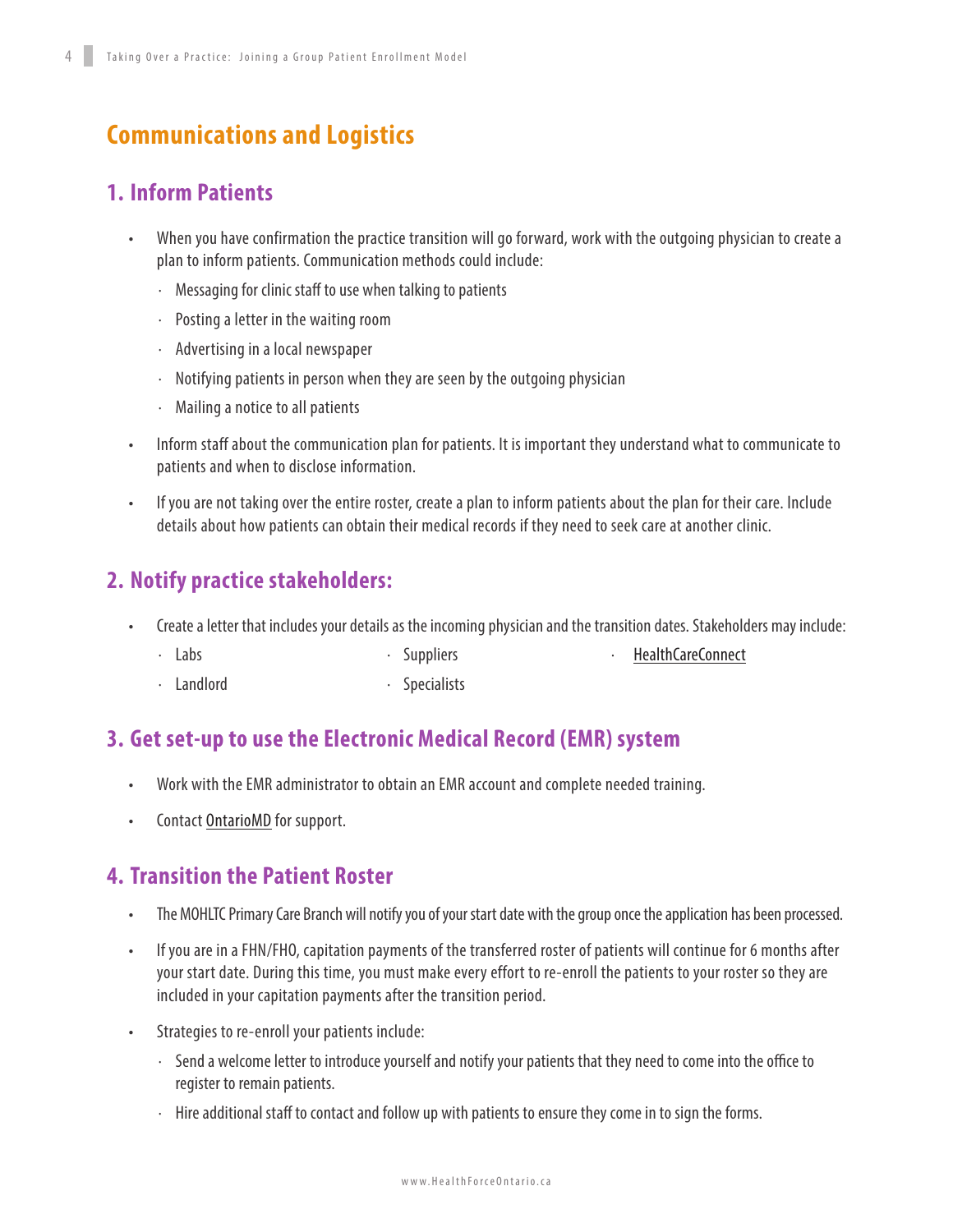## Communications and Logistics

### 1. Inform Patients

- When you have confirmation the practice transition will go forward, work with the outgoing physician to create a plan to inform patients. Communication methods could include:
  - Messaging for clinic staff to use when talking to patients
  - Posting a letter in the waiting room
  - Advertising in a local newspaper
  - Notifying patients in person when they are seen by the outgoing physician
  - Mailing a notice to all patients
- Inform staff about the communication plan for patients. It is important they understand what to communicate to patients and when to disclose information.
- If you are not taking over the entire roster, create a plan to inform patients about the plan for their care. Include details about how patients can obtain their medical records if they need to seek care at another clinic.

### 2. Notify practice stakeholders:

- Create a letter that includes your details as the incoming physician and the transition dates. Stakeholders may include:
  - Labs
  - Landlord
  - Suppliers
  - Specialists
  - HealthCareConnect

### 3. Get set-up to use the Electronic Medical Record (EMR) system

- Work with the EMR administrator to obtain an EMR account and complete needed training.
- Contact OntarioMD for support.

### 4. Transition the Patient Roster

- The MOHLTC Primary Care Branch will notify you of your start date with the group once the application has been processed.
- If you are in a FHN/FHO, capitation payments of the transferred roster of patients will continue for 6 months after your start date. During this time, you must make every effort to re-enroll the patients to your roster so they are included in your capitation payments after the transition period.
- Strategies to re-enroll your patients include:
  - Send a welcome letter to introduce yourself and notify your patients that they need to come into the office to register to remain patients.
  - Hire additional staff to contact and follow up with patients to ensure they come in to sign the forms.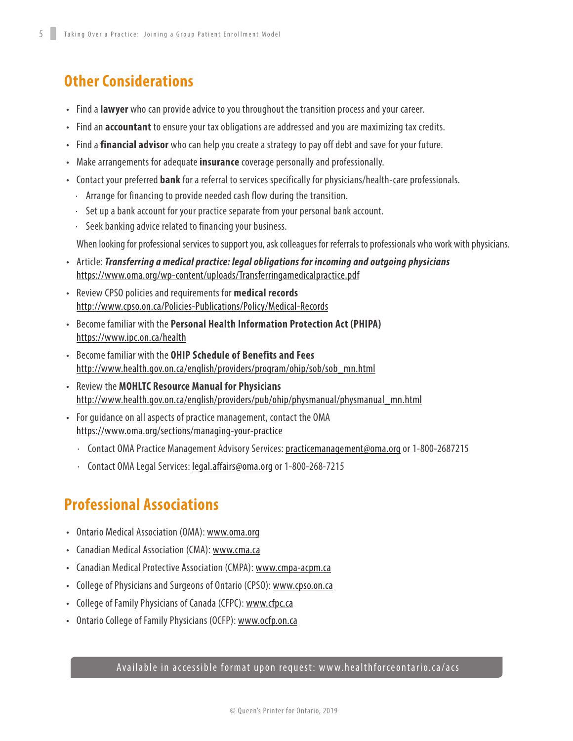## Other Considerations

- Find a **lawyer** who can provide advice to you throughout the transition process and your career.
- Find an **accountant** to ensure your tax obligations are addressed and you are maximizing tax credits.
- Find a **financial advisor** who can help you create a strategy to pay off debt and save for your future.
- Make arrangements for adequate **insurance** coverage personally and professionally.
- Contact your preferred **bank** for a referral to services specifically for physicians/health-care professionals.
  - Arrange for financing to provide needed cash flow during the transition.
  - Set up a bank account for your practice separate from your personal bank account.
  - Seek banking advice related to financing your business.

  When looking for professional services to support you, ask colleagues for referrals to professionals who work with physicians.
- Article: ***Transferring a medical practice: legal obligations for incoming and outgoing physicians***
  https://www.oma.org/wp-content/uploads/Transferringamedicalpractice.pdf
- Review CPSO policies and requirements for **medical records**
  http://www.cpso.on.ca/Policies-Publications/Policy/Medical-Records
- Become familiar with the **Personal Health Information Protection Act (PHIPA)**
  https://www.ipc.on.ca/health
- Become familiar with the **OHIP Schedule of Benefits and Fees**
  http://www.health.gov.on.ca/english/providers/program/ohip/sob/sob_mn.html
- Review the **MOHLTC Resource Manual for Physicians**
  http://www.health.gov.on.ca/english/providers/pub/ohip/physmanual/physmanual_mn.html
- For guidance on all aspects of practice management, contact the OMA
  https://www.oma.org/sections/managing-your-practice
  - Contact OMA Practice Management Advisory Services: practicemanagement@oma.org or 1-800-2687215
  - Contact OMA Legal Services: legal.affairs@oma.org or 1-800-268-7215

## Professional Associations

- Ontario Medical Association (OMA): www.oma.org
- Canadian Medical Association (CMA): www.cma.ca
- Canadian Medical Protective Association (CMPA): www.cmpa-acpm.ca
- College of Physicians and Surgeons of Ontario (CPSO): www.cpso.on.ca
- College of Family Physicians of Canada (CFPC): www.cfpc.ca
- Ontario College of Family Physicians (OCFP): www.ocfp.on.ca

Available in accessible format upon request: www.healthforceontario.ca/acs

© Queen's Printer for Ontario, 2019